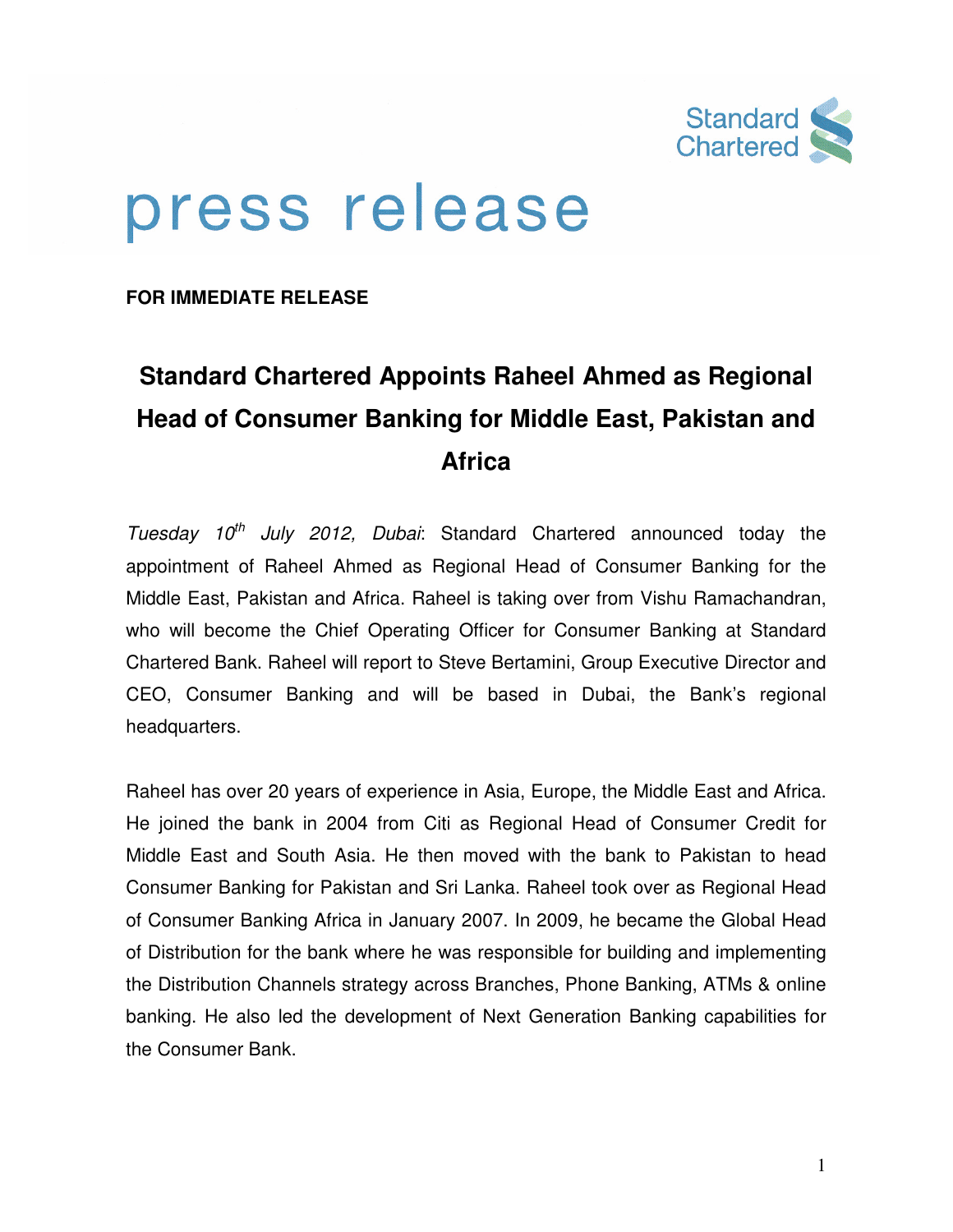# press release

**FOR IMMEDIATE RELEASE**

## Standard Chartered Appoints Raheel Ahmed as Regional Head of Consumer Banking for Middle East, Pakistan and Africa

*Tuesday 10th July 2012, Dubai*: Standard Chartered announced today the appointment of Raheel Ahmed as Regional Head of Consumer Banking for the Middle East, Pakistan and Africa. Raheel is taking over from Vishu Ramachandran, who will become the Chief Operating Officer for Consumer Banking at Standard Chartered Bank. Raheel will report to Steve Bertamini, Group Executive Director and CEO, Consumer Banking and will be based in Dubai, the Bank's regional headquarters.

Raheel has over 20 years of experience in Asia, Europe, the Middle East and Africa. He joined the bank in 2004 from Citi as Regional Head of Consumer Credit for Middle East and South Asia. He then moved with the bank to Pakistan to head Consumer Banking for Pakistan and Sri Lanka. Raheel took over as Regional Head of Consumer Banking Africa in January 2007. In 2009, he became the Global Head of Distribution for the bank where he was responsible for building and implementing the Distribution Channels strategy across Branches, Phone Banking, ATMs & online banking. He also led the development of Next Generation Banking capabilities for the Consumer Bank.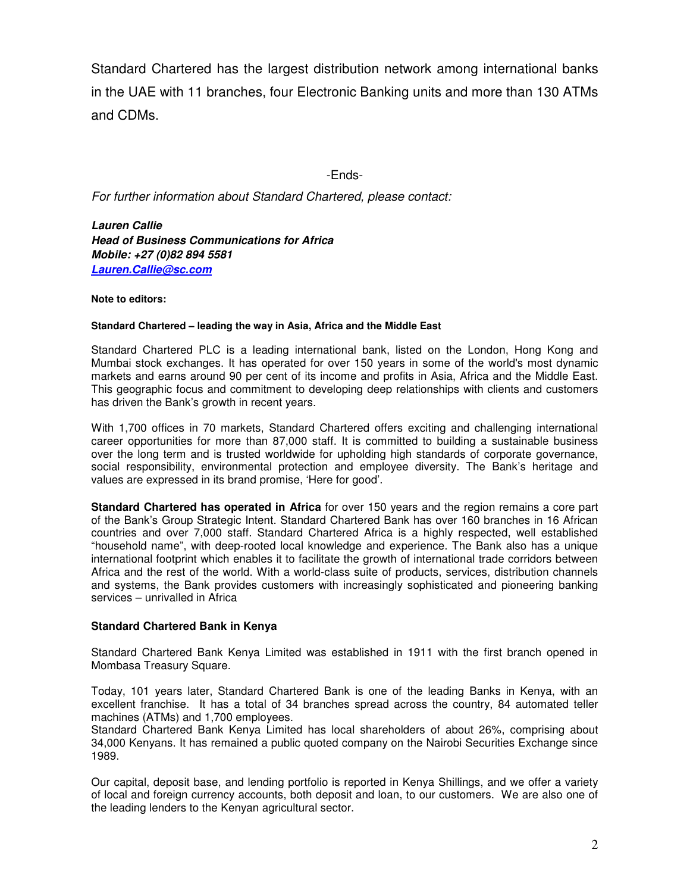Standard Chartered has the largest distribution network among international banks in the UAE with 11 branches, four Electronic Banking units and more than 130 ATMs and CDMs.

-Ends-

*For further information about Standard Chartered, please contact:*

***Lauren Callie***
***Head of Business Communications for Africa***
***Mobile: +27 (0)82 894 5581***
***Lauren.Callie@sc.com***

**Note to editors:**

**Standard Chartered – leading the way in Asia, Africa and the Middle East**

Standard Chartered PLC is a leading international bank, listed on the London, Hong Kong and Mumbai stock exchanges. It has operated for over 150 years in some of the world's most dynamic markets and earns around 90 per cent of its income and profits in Asia, Africa and the Middle East. This geographic focus and commitment to developing deep relationships with clients and customers has driven the Bank's growth in recent years.

With 1,700 offices in 70 markets, Standard Chartered offers exciting and challenging international career opportunities for more than 87,000 staff. It is committed to building a sustainable business over the long term and is trusted worldwide for upholding high standards of corporate governance, social responsibility, environmental protection and employee diversity. The Bank's heritage and values are expressed in its brand promise, 'Here for good'.

**Standard Chartered has operated in Africa** for over 150 years and the region remains a core part of the Bank's Group Strategic Intent. Standard Chartered Bank has over 160 branches in 16 African countries and over 7,000 staff. Standard Chartered Africa is a highly respected, well established "household name", with deep-rooted local knowledge and experience. The Bank also has a unique international footprint which enables it to facilitate the growth of international trade corridors between Africa and the rest of the world. With a world-class suite of products, services, distribution channels and systems, the Bank provides customers with increasingly sophisticated and pioneering banking services – unrivalled in Africa

**Standard Chartered Bank in Kenya**

Standard Chartered Bank Kenya Limited was established in 1911 with the first branch opened in Mombasa Treasury Square.

Today, 101 years later, Standard Chartered Bank is one of the leading Banks in Kenya, with an excellent franchise. It has a total of 34 branches spread across the country, 84 automated teller machines (ATMs) and 1,700 employees.
Standard Chartered Bank Kenya Limited has local shareholders of about 26%, comprising about 34,000 Kenyans. It has remained a public quoted company on the Nairobi Securities Exchange since 1989.

Our capital, deposit base, and lending portfolio is reported in Kenya Shillings, and we offer a variety of local and foreign currency accounts, both deposit and loan, to our customers. We are also one of the leading lenders to the Kenyan agricultural sector.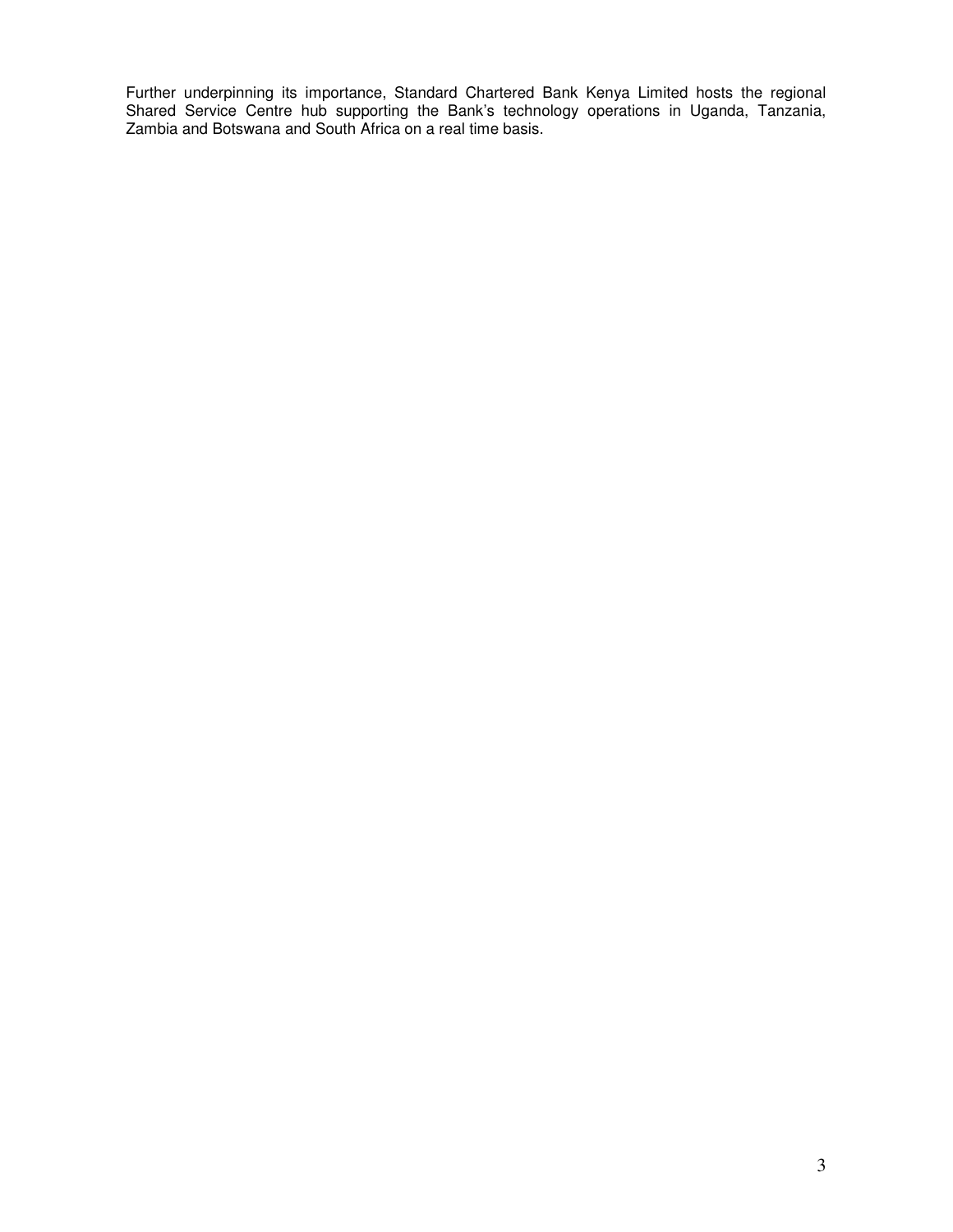Further underpinning its importance, Standard Chartered Bank Kenya Limited hosts the regional Shared Service Centre hub supporting the Bank's technology operations in Uganda, Tanzania, Zambia and Botswana and South Africa on a real time basis.